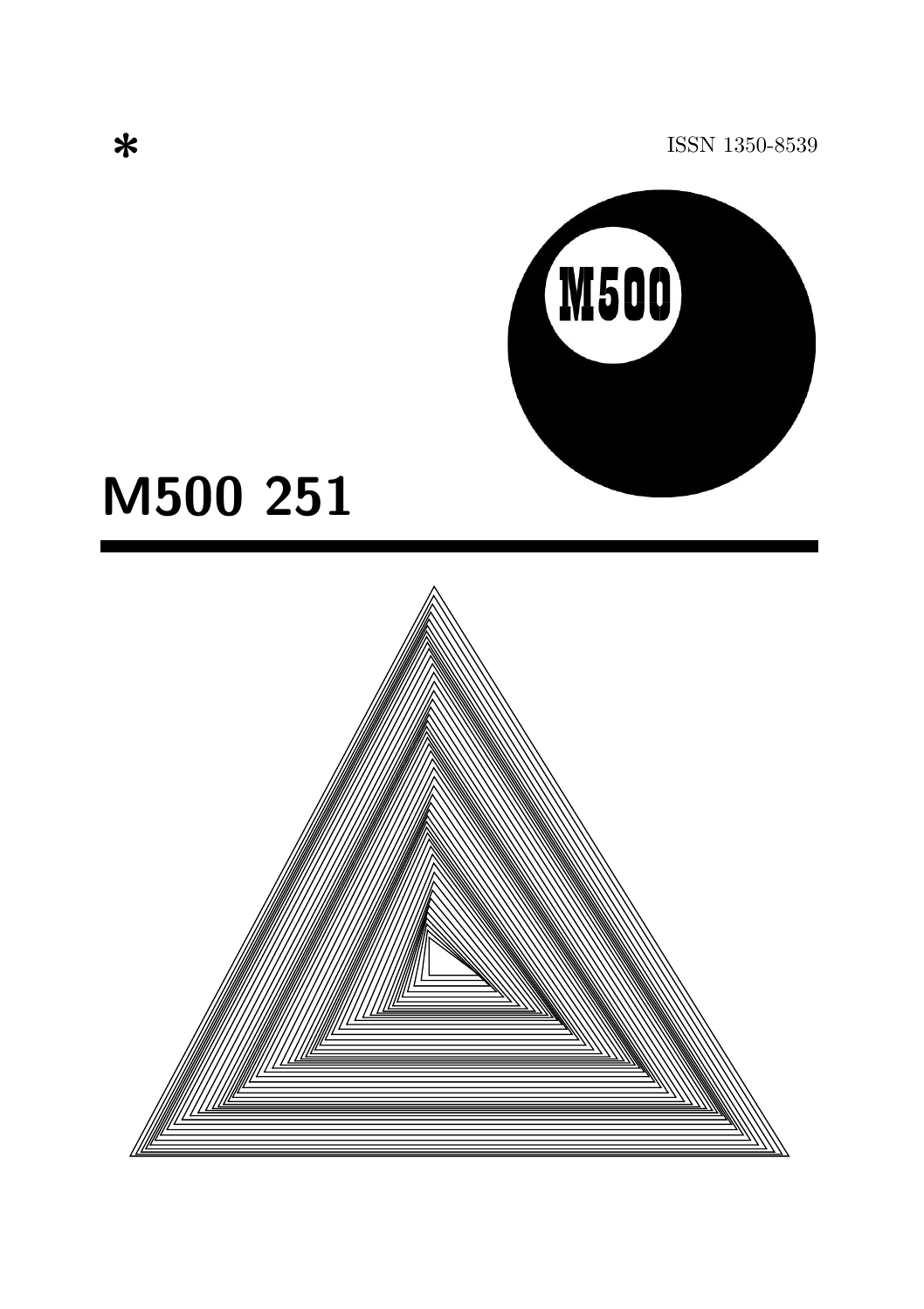*

ISSN 1350-8539

M500

# M500 251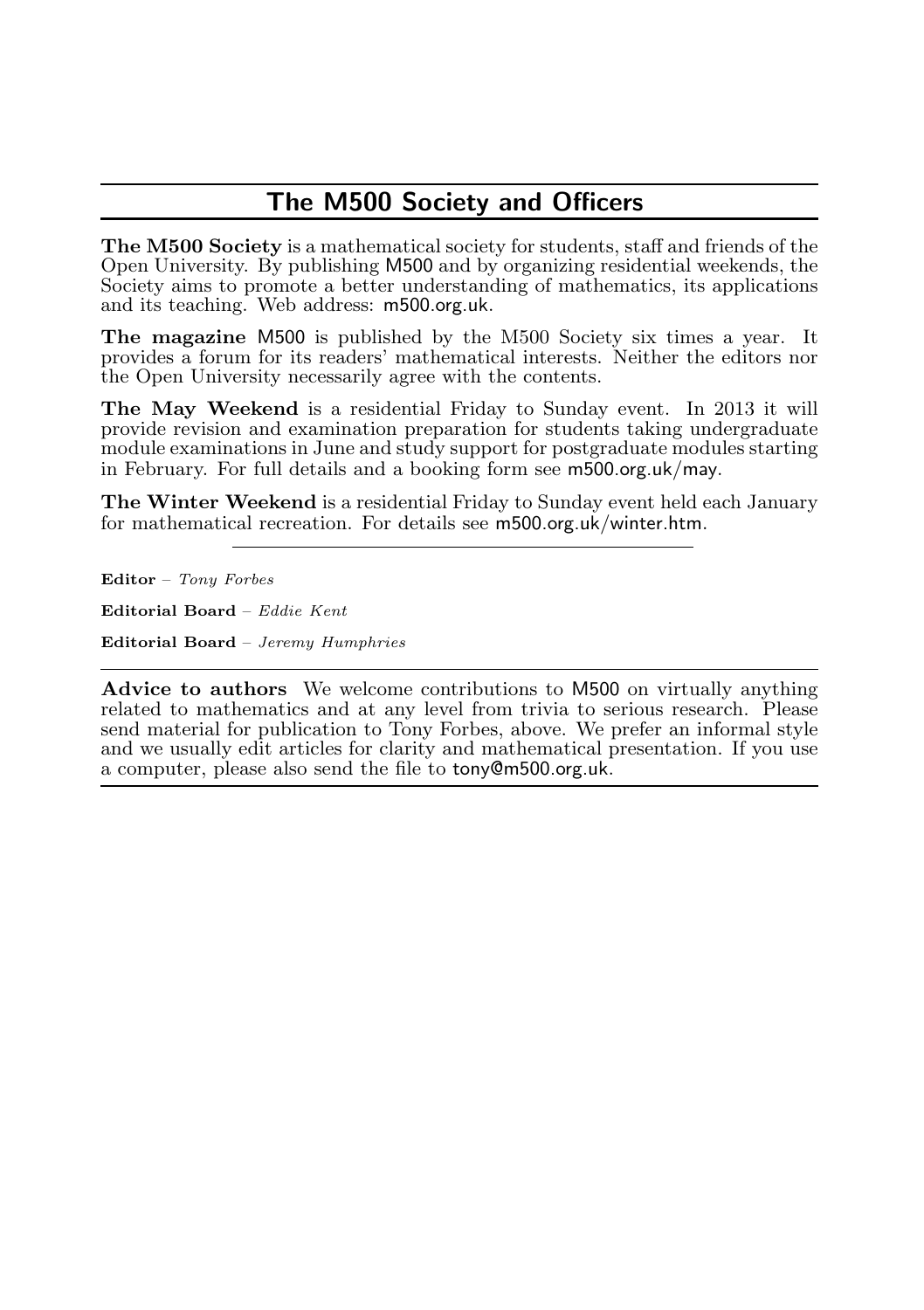## The M500 Society and Officers

**The M500 Society** is a mathematical society for students, staff and friends of the Open University. By publishing M500 and by organizing residential weekends, the Society aims to promote a better understanding of mathematics, its applications and its teaching. Web address: m500.org.uk.

**The magazine** M500 is published by the M500 Society six times a year. It provides a forum for its readers' mathematical interests. Neither the editors nor the Open University necessarily agree with the contents.

**The May Weekend** is a residential Friday to Sunday event. In 2013 it will provide revision and examination preparation for students taking undergraduate module examinations in June and study support for postgraduate modules starting in February. For full details and a booking form see m500.org.uk/may.

**The Winter Weekend** is a residential Friday to Sunday event held each January for mathematical recreation. For details see m500.org.uk/winter.htm.

---

**Editor** – *Tony Forbes*

**Editorial Board** – *Eddie Kent*

**Editorial Board** – *Jeremy Humphries*

---

**Advice to authors** We welcome contributions to M500 on virtually anything related to mathematics and at any level from trivia to serious research. Please send material for publication to Tony Forbes, above. We prefer an informal style and we usually edit articles for clarity and mathematical presentation. If you use a computer, please also send the file to tony@m500.org.uk.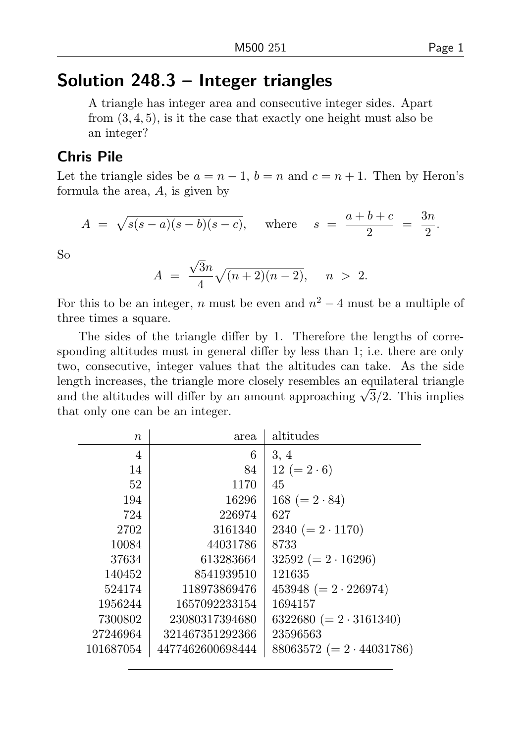## Solution 248.3 – Integer triangles

> A triangle has integer area and consecutive integer sides. Apart from $(3, 4, 5)$, is it the case that exactly one height must also be an integer?

### Chris Pile

Let the triangle sides be $a = n - 1$, $b = n$ and $c = n + 1$. Then by Heron's formula the area, $A$, is given by

$$A = \sqrt{s(s-a)(s-b)(s-c)}, \quad \text{where} \quad s = \frac{a+b+c}{2} = \frac{3n}{2}.$$

So

$$A = \frac{\sqrt{3}n}{4}\sqrt{(n+2)(n-2)}, \quad n > 2.$$

For this to be an integer, $n$ must be even and $n^2 - 4$ must be a multiple of three times a square.

The sides of the triangle differ by 1. Therefore the lengths of corresponding altitudes must in general differ by less than 1; i.e. there are only two, consecutive, integer values that the altitudes can take. As the side length increases, the triangle more closely resembles an equilateral triangle and the altitudes will differ by an amount approaching $\sqrt{3}/2$. This implies that only one can be an integer.

| $n$ | area | altitudes |
|---:|---:|:---|
| 4 | 6 | 3, 4 |
| 14 | 84 | 12 $(= 2 \cdot 6)$ |
| 52 | 1170 | 45 |
| 194 | 16296 | 168 $(= 2 \cdot 84)$ |
| 724 | 226974 | 627 |
| 2702 | 3161340 | 2340 $(= 2 \cdot 1170)$ |
| 10084 | 44031786 | 8733 |
| 37634 | 613283664 | 32592 $(= 2 \cdot 16296)$ |
| 140452 | 8541939510 | 121635 |
| 524174 | 118973869476 | 453948 $(= 2 \cdot 226974)$ |
| 1956244 | 1657092233154 | 1694157 |
| 7300802 | 23080317394680 | 6322680 $(= 2 \cdot 3161340)$ |
| 27246964 | 321467351292366 | 23596563 |
| 101687054 | 4477462600698444 | 88063572 $(= 2 \cdot 44031786)$ |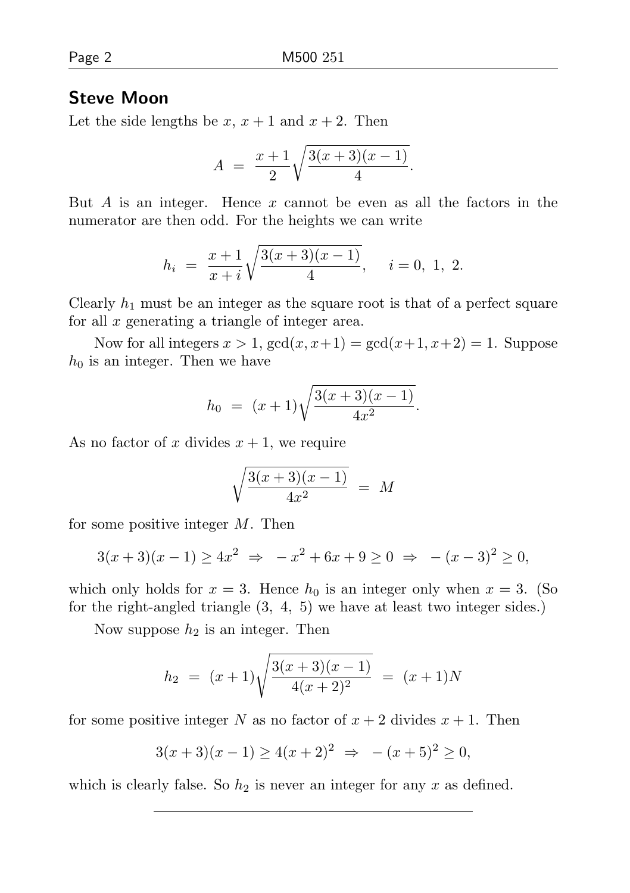## Steve Moon

Let the side lengths be $x$, $x+1$ and $x+2$. Then

$$A \;=\; \frac{x+1}{2}\sqrt{\frac{3(x+3)(x-1)}{4}}.$$

But $A$ is an integer. Hence $x$ cannot be even as all the factors in the numerator are then odd. For the heights we can write

$$h_i \;=\; \frac{x+1}{x+i}\sqrt{\frac{3(x+3)(x-1)}{4}}, \qquad i = 0,\ 1,\ 2.$$

Clearly $h_1$ must be an integer as the square root is that of a perfect square for all $x$ generating a triangle of integer area.

Now for all integers $x > 1$, $\gcd(x, x+1) = \gcd(x+1, x+2) = 1$. Suppose $h_0$ is an integer. Then we have

$$h_0 \;=\; (x+1)\sqrt{\frac{3(x+3)(x-1)}{4x^2}}.$$

As no factor of $x$ divides $x+1$, we require

$$\sqrt{\frac{3(x+3)(x-1)}{4x^2}} \;=\; M$$

for some positive integer $M$. Then

$$3(x+3)(x-1) \geq 4x^2 \;\Rightarrow\; -x^2 + 6x + 9 \geq 0 \;\Rightarrow\; -(x-3)^2 \geq 0,$$

which only holds for $x = 3$. Hence $h_0$ is an integer only when $x = 3$. (So for the right-angled triangle $(3,\ 4,\ 5)$ we have at least two integer sides.)

Now suppose $h_2$ is an integer. Then

$$h_2 \;=\; (x+1)\sqrt{\frac{3(x+3)(x-1)}{4(x+2)^2}} \;=\; (x+1)N$$

for some positive integer $N$ as no factor of $x+2$ divides $x+1$. Then

$$3(x+3)(x-1) \geq 4(x+2)^2 \;\Rightarrow\; -(x+5)^2 \geq 0,$$

which is clearly false. So $h_2$ is never an integer for any $x$ as defined.

---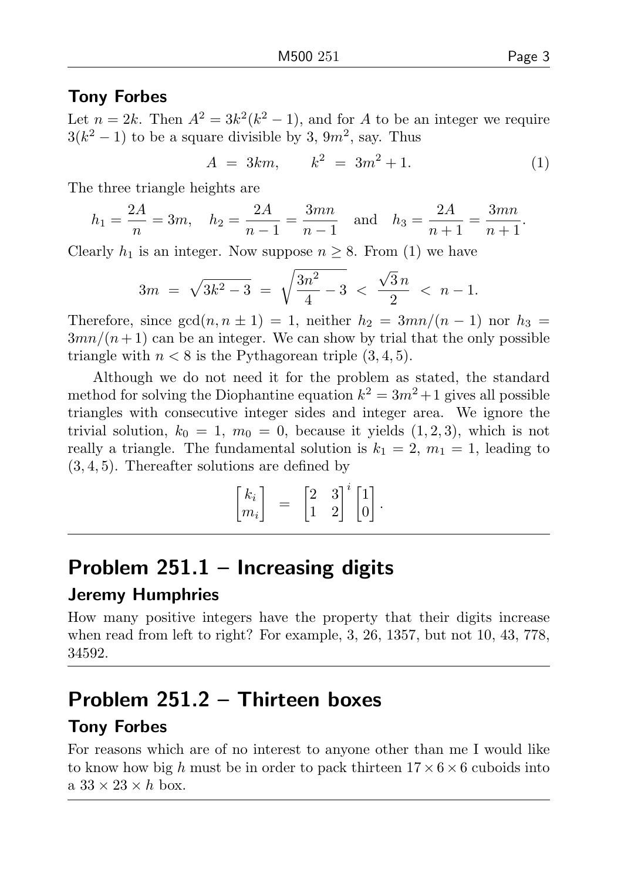### Tony Forbes

Let $n = 2k$. Then $A^2 = 3k^2(k^2 - 1)$, and for $A$ to be an integer we require $3(k^2 - 1)$ to be a square divisible by 3, $9m^2$, say. Thus

$$A \;=\; 3km, \qquad k^2 \;=\; 3m^2 + 1. \tag{1}$$

The three triangle heights are

$$h_1 = \frac{2A}{n} = 3m, \quad h_2 = \frac{2A}{n-1} = \frac{3mn}{n-1} \quad \text{and} \quad h_3 = \frac{2A}{n+1} = \frac{3mn}{n+1}.$$

Clearly $h_1$ is an integer. Now suppose $n \ge 8$. From (1) we have

$$3m \;=\; \sqrt{3k^2 - 3} \;=\; \sqrt{\frac{3n^2}{4} - 3} \;<\; \frac{\sqrt{3}\,n}{2} \;<\; n - 1.$$

Therefore, since $\gcd(n, n \pm 1) = 1$, neither $h_2 = 3mn/(n-1)$ nor $h_3 = 3mn/(n+1)$ can be an integer. We can show by trial that the only possible triangle with $n < 8$ is the Pythagorean triple $(3, 4, 5)$.

Although we do not need it for the problem as stated, the standard method for solving the Diophantine equation $k^2 = 3m^2 + 1$ gives all possible triangles with consecutive integer sides and integer area. We ignore the trivial solution, $k_0 = 1$, $m_0 = 0$, because it yields $(1, 2, 3)$, which is not really a triangle. The fundamental solution is $k_1 = 2$, $m_1 = 1$, leading to $(3, 4, 5)$. Thereafter solutions are defined by

$$\begin{bmatrix} k_i \\ m_i \end{bmatrix} \;=\; \begin{bmatrix} 2 & 3 \\ 1 & 2 \end{bmatrix}^i \begin{bmatrix} 1 \\ 0 \end{bmatrix}.$$

## Problem 251.1 – Increasing digits

### Jeremy Humphries

How many positive integers have the property that their digits increase when read from left to right? For example, 3, 26, 1357, but not 10, 43, 778, 34592.

## Problem 251.2 – Thirteen boxes

### Tony Forbes

For reasons which are of no interest to anyone other than me I would like to know how big $h$ must be in order to pack thirteen $17 \times 6 \times 6$ cuboids into a $33 \times 23 \times h$ box.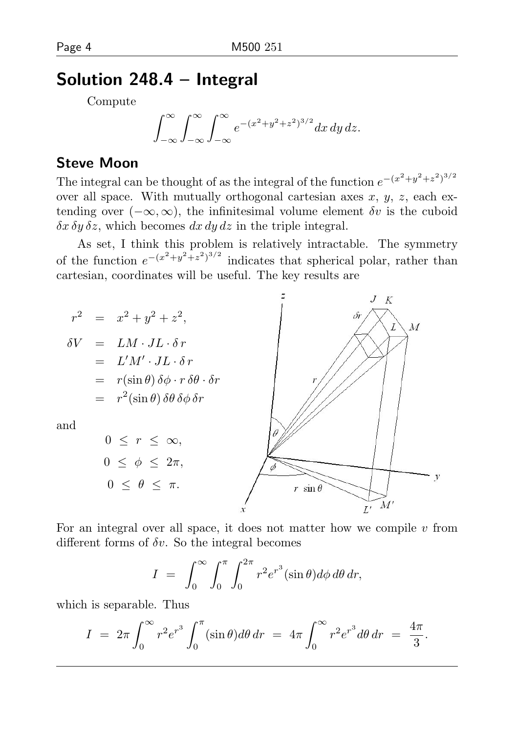## Solution 248.4 – Integral

Compute

$$\int_{-\infty}^{\infty}\int_{-\infty}^{\infty}\int_{-\infty}^{\infty} e^{-(x^2+y^2+z^2)^{3/2}}\,dx\,dy\,dz.$$

### Steve Moon

The integral can be thought of as the integral of the function $e^{-(x^2+y^2+z^2)^{3/2}}$ over all space. With mutually orthogonal cartesian axes $x$, $y$, $z$, each extending over $(-\infty,\infty)$, the infinitesimal volume element $\delta v$ is the cuboid $\delta x\,\delta y\,\delta z$, which becomes $dx\,dy\,dz$ in the triple integral.

As set, I think this problem is relatively intractable. The symmetry of the function $e^{-(x^2+y^2+z^2)^{3/2}}$ indicates that spherical polar, rather than cartesian, coordinates will be useful. The key results are

$$
\begin{aligned}
r^2 &= x^2+y^2+z^2,\\
\delta V &= LM\cdot JL\cdot \delta r\\
&= L'M'\cdot JL\cdot \delta r\\
&= r(\sin\theta)\,\delta\phi\cdot r\,\delta\theta\cdot\delta r\\
&= r^2(\sin\theta)\,\delta\theta\,\delta\phi\,\delta r
\end{aligned}
$$

and

$$
\begin{aligned}
0 &\le r \le \infty,\\
0 &\le \phi \le 2\pi,\\
0 &\le \theta \le \pi.
\end{aligned}
$$

For an integral over all space, it does not matter how we compile $v$ from different forms of $\delta v$. So the integral becomes

$$I \;=\; \int_0^\infty\int_0^\pi\int_0^{2\pi} r^2 e^{r^3}(\sin\theta)d\phi\,d\theta\,dr,$$

which is separable. Thus

$$I \;=\; 2\pi\int_0^\infty r^2e^{r^3}\int_0^\pi(\sin\theta)d\theta\,dr \;=\; 4\pi\int_0^\infty r^2e^{r^3}d\theta\,dr \;=\; \frac{4\pi}{3}.$$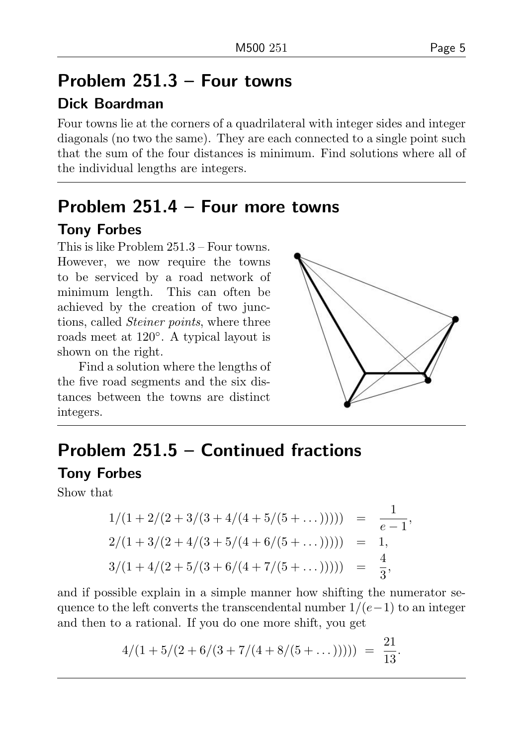## Problem 251.3 – Four towns

### Dick Boardman

Four towns lie at the corners of a quadrilateral with integer sides and integer diagonals (no two the same). They are each connected to a single point such that the sum of the four distances is minimum. Find solutions where all of the individual lengths are integers.

---

## Problem 251.4 – Four more towns

### Tony Forbes

This is like Problem 251.3 – Four towns. However, we now require the towns to be serviced by a road network of minimum length. This can often be achieved by the creation of two junctions, called *Steiner points*, where three roads meet at 120°. A typical layout is shown on the right.

Find a solution where the lengths of the five road segments and the six distances between the towns are distinct integers.

---

## Problem 251.5 – Continued fractions

### Tony Forbes

Show that

$$
\begin{aligned}
1/(1+2/(2+3/(3+4/(4+5/(5+\dots))))) &= \frac{1}{e-1}, \\
2/(1+3/(2+4/(3+5/(4+6/(5+\dots))))) &= 1, \\
3/(1+4/(2+5/(3+6/(4+7/(5+\dots))))) &= \frac{4}{3},
\end{aligned}
$$

and if possible explain in a simple manner how shifting the numerator sequence to the left converts the transcendental number $1/(e-1)$ to an integer and then to a rational. If you do one more shift, you get

$$
4/(1+5/(2+6/(3+7/(4+8/(5+\dots))))) = \frac{21}{13}.
$$

---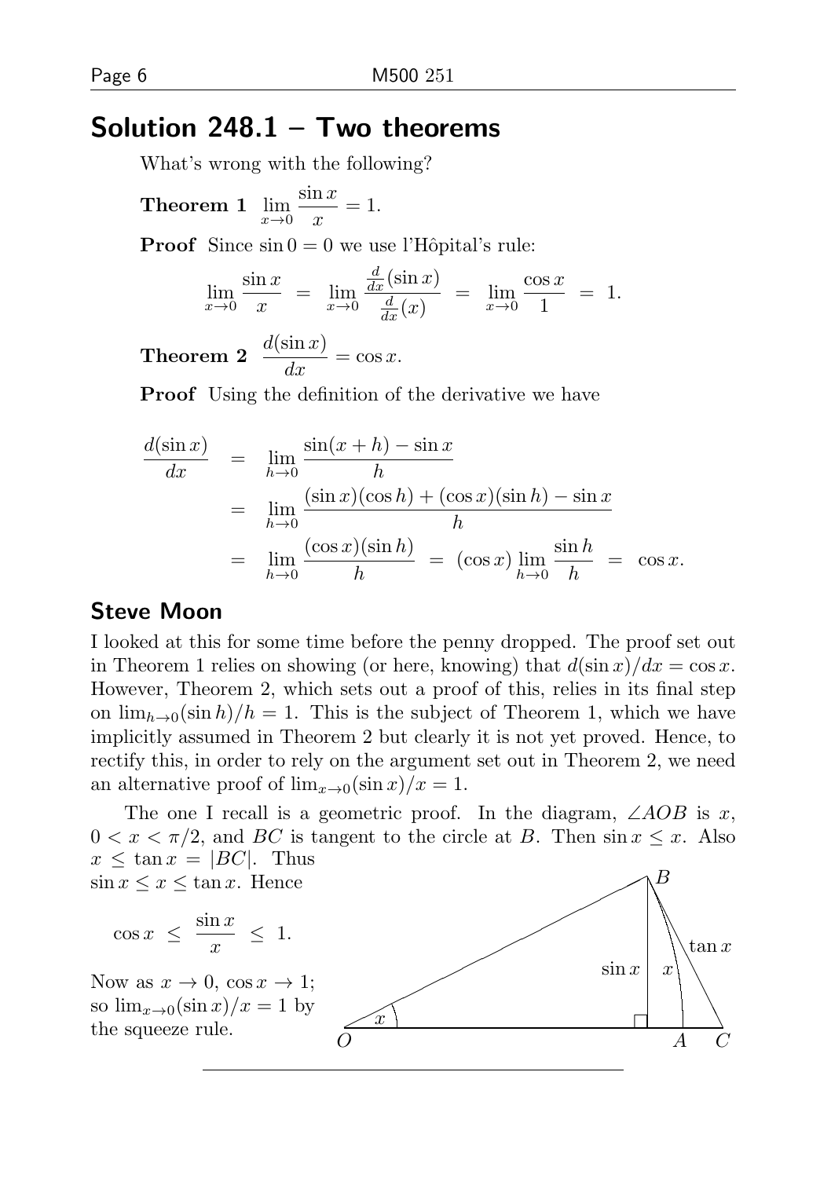## Solution 248.1 – Two theorems

What's wrong with the following?

**Theorem 1** $\displaystyle\lim_{x\to 0} \frac{\sin x}{x} = 1.$

**Proof** Since $\sin 0 = 0$ we use l'Hôpital's rule:

$$\lim_{x\to 0} \frac{\sin x}{x} \;=\; \lim_{x\to 0} \frac{\frac{d}{dx}(\sin x)}{\frac{d}{dx}(x)} \;=\; \lim_{x\to 0} \frac{\cos x}{1} \;=\; 1.$$

**Theorem 2** $\displaystyle\frac{d(\sin x)}{dx} = \cos x.$

**Proof** Using the definition of the derivative we have

$$\begin{aligned}
\frac{d(\sin x)}{dx} &= \lim_{h\to 0} \frac{\sin(x+h) - \sin x}{h} \\
&= \lim_{h\to 0} \frac{(\sin x)(\cos h) + (\cos x)(\sin h) - \sin x}{h} \\
&= \lim_{h\to 0} \frac{(\cos x)(\sin h)}{h} \;=\; (\cos x) \lim_{h\to 0} \frac{\sin h}{h} \;=\; \cos x.
\end{aligned}$$

### Steve Moon

I looked at this for some time before the penny dropped. The proof set out in Theorem 1 relies on showing (or here, knowing) that $d(\sin x)/dx = \cos x$. However, Theorem 2, which sets out a proof of this, relies in its final step on $\lim_{h\to 0}(\sin h)/h = 1$. This is the subject of Theorem 1, which we have implicitly assumed in Theorem 2 but clearly it is not yet proved. Hence, to rectify this, in order to rely on the argument set out in Theorem 2, we need an alternative proof of $\lim_{x\to 0}(\sin x)/x = 1$.

The one I recall is a geometric proof. In the diagram, $\angle AOB$ is $x$, $0 < x < \pi/2$, and $BC$ is tangent to the circle at $B$. Then $\sin x \le x$. Also $x \le \tan x = |BC|$. Thus $\sin x \le x \le \tan x$. Hence

$$\cos x \;\le\; \frac{\sin x}{x} \;\le\; 1.$$

Now as $x \to 0$, $\cos x \to 1$; so $\lim_{x\to 0}(\sin x)/x = 1$ by the squeeze rule.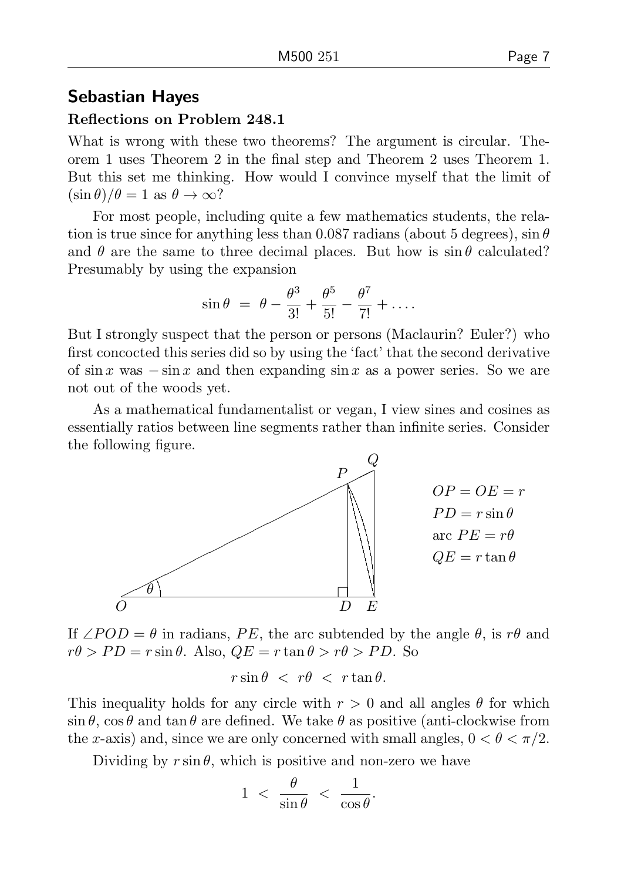## Sebastian Hayes

### Reflections on Problem 248.1

What is wrong with these two theorems? The argument is circular. Theorem 1 uses Theorem 2 in the final step and Theorem 2 uses Theorem 1. But this set me thinking. How would I convince myself that the limit of $(\sin\theta)/\theta = 1$ as $\theta \to \infty$?

For most people, including quite a few mathematics students, the relation is true since for anything less than 0.087 radians (about 5 degrees), $\sin\theta$ and $\theta$ are the same to three decimal places. But how is $\sin\theta$ calculated? Presumably by using the expansion

$$\sin\theta \;=\; \theta - \frac{\theta^3}{3!} + \frac{\theta^5}{5!} - \frac{\theta^7}{7!} + \ldots.$$

But I strongly suspect that the person or persons (Maclaurin? Euler?) who first concocted this series did so by using the 'fact' that the second derivative of $\sin x$ was $-\sin x$ and then expanding $\sin x$ as a power series. So we are not out of the woods yet.

As a mathematical fundamentalist or vegan, I view sines and cosines as essentially ratios between line segments rather than infinite series. Consider the following figure.

$OP = OE = r$
$PD = r\sin\theta$
arc $PE = r\theta$
$QE = r\tan\theta$

If $\angle POD = \theta$ in radians, $PE$, the arc subtended by the angle $\theta$, is $r\theta$ and $r\theta > PD = r\sin\theta$. Also, $QE = r\tan\theta > r\theta > PD$. So

$$r\sin\theta \;<\; r\theta \;<\; r\tan\theta.$$

This inequality holds for any circle with $r > 0$ and all angles $\theta$ for which $\sin\theta$, $\cos\theta$ and $\tan\theta$ are defined. We take $\theta$ as positive (anti-clockwise from the $x$-axis) and, since we are only concerned with small angles, $0 < \theta < \pi/2$.

Dividing by $r\sin\theta$, which is positive and non-zero we have

$$1 \;<\; \frac{\theta}{\sin\theta} \;<\; \frac{1}{\cos\theta}.$$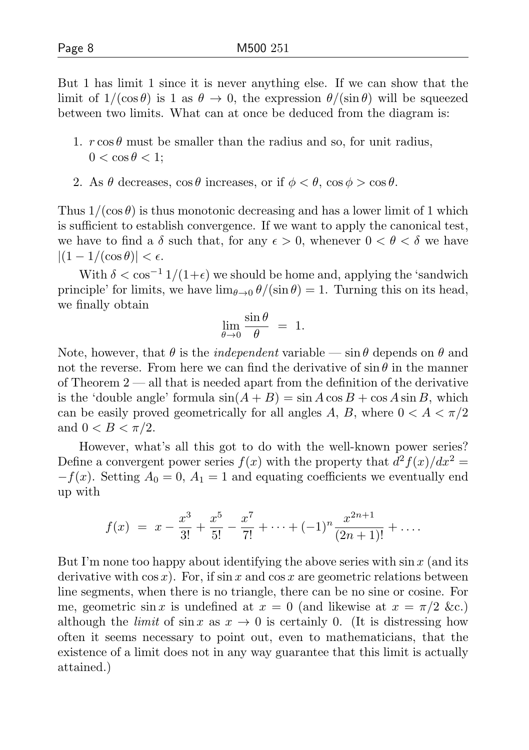But 1 has limit 1 since it is never anything else. If we can show that the limit of $1/(\cos\theta)$ is 1 as $\theta \to 0$, the expression $\theta/(\sin\theta)$ will be squeezed between two limits. What can at once be deduced from the diagram is:

1. $r\cos\theta$ must be smaller than the radius and so, for unit radius, $0 < \cos\theta < 1$;
2. As $\theta$ decreases, $\cos\theta$ increases, or if $\phi < \theta$, $\cos\phi > \cos\theta$.

Thus $1/(\cos\theta)$ is thus monotonic decreasing and has a lower limit of 1 which is sufficient to establish convergence. If we want to apply the canonical test, we have to find a $\delta$ such that, for any $\epsilon > 0$, whenever $0 < \theta < \delta$ we have $|(1 - 1/(\cos\theta)| < \epsilon$.

With $\delta < \cos^{-1} 1/(1+\epsilon)$ we should be home and, applying the 'sandwich principle' for limits, we have $\lim_{\theta\to 0} \theta/(\sin\theta) = 1$. Turning this on its head, we finally obtain

$$\lim_{\theta\to 0} \frac{\sin\theta}{\theta} \;=\; 1.$$

Note, however, that $\theta$ is the *independent* variable — $\sin\theta$ depends on $\theta$ and not the reverse. From here we can find the derivative of $\sin\theta$ in the manner of Theorem 2 — all that is needed apart from the definition of the derivative is the 'double angle' formula $\sin(A + B) = \sin A\cos B + \cos A\sin B$, which can be easily proved geometrically for all angles $A$, $B$, where $0 < A < \pi/2$ and $0 < B < \pi/2$.

However, what's all this got to do with the well-known power series? Define a convergent power series $f(x)$ with the property that $d^2f(x)/dx^2 = -f(x)$. Setting $A_0 = 0$, $A_1 = 1$ and equating coefficients we eventually end up with

$$f(x) \;=\; x - \frac{x^3}{3!} + \frac{x^5}{5!} - \frac{x^7}{7!} + \cdots + (-1)^n\frac{x^{2n+1}}{(2n+1)!} + \cdots.$$

But I'm none too happy about identifying the above series with $\sin x$ (and its derivative with $\cos x$). For, if $\sin x$ and $\cos x$ are geometric relations between line segments, when there is no triangle, there can be no sine or cosine. For me, geometric $\sin x$ is undefined at $x = 0$ (and likewise at $x = \pi/2$ &c.) although the *limit* of $\sin x$ as $x \to 0$ is certainly 0. (It is distressing how often it seems necessary to point out, even to mathematicians, that the existence of a limit does not in any way guarantee that this limit is actually attained.)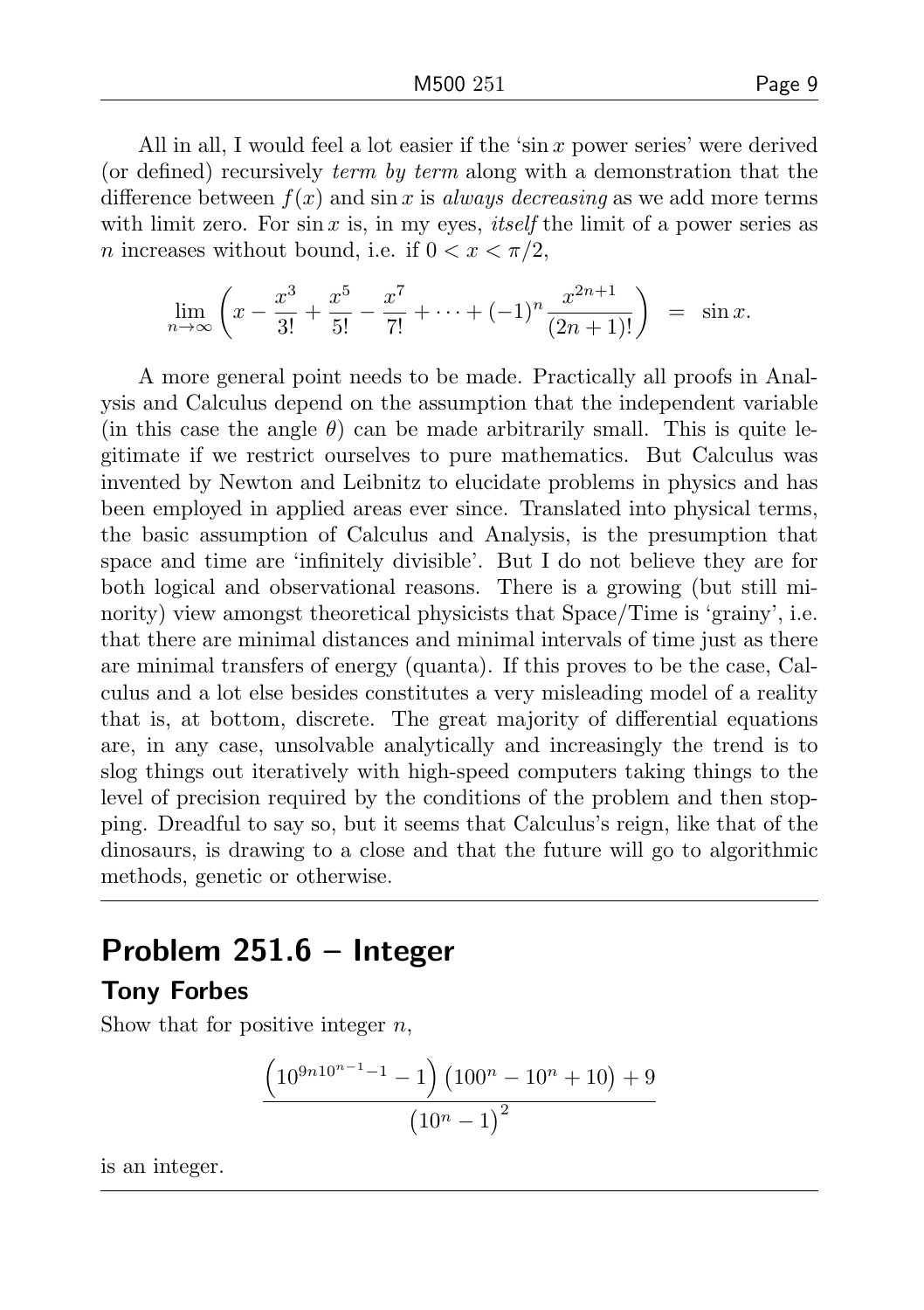All in all, I would feel a lot easier if the '$\sin x$ power series' were derived (or defined) recursively *term by term* along with a demonstration that the difference between $f(x)$ and $\sin x$ is *always decreasing* as we add more terms with limit zero. For $\sin x$ is, in my eyes, *itself* the limit of a power series as $n$ increases without bound, i.e. if $0 < x < \pi/2$,

$$\lim_{n\to\infty}\left(x - \frac{x^3}{3!} + \frac{x^5}{5!} - \frac{x^7}{7!} + \cdots + (-1)^n \frac{x^{2n+1}}{(2n+1)!}\right) \;=\; \sin x.$$

A more general point needs to be made. Practically all proofs in Analysis and Calculus depend on the assumption that the independent variable (in this case the angle $\theta$) can be made arbitrarily small. This is quite legitimate if we restrict ourselves to pure mathematics. But Calculus was invented by Newton and Leibnitz to elucidate problems in physics and has been employed in applied areas ever since. Translated into physical terms, the basic assumption of Calculus and Analysis, is the presumption that space and time are 'infinitely divisible'. But I do not believe they are for both logical and observational reasons. There is a growing (but still minority) view amongst theoretical physicists that Space/Time is 'grainy', i.e. that there are minimal distances and minimal intervals of time just as there are minimal transfers of energy (quanta). If this proves to be the case, Calculus and a lot else besides constitutes a very misleading model of a reality that is, at bottom, discrete. The great majority of differential equations are, in any case, unsolvable analytically and increasingly the trend is to slog things out iteratively with high-speed computers taking things to the level of precision required by the conditions of the problem and then stopping. Dreadful to say so, but it seems that Calculus's reign, like that of the dinosaurs, is drawing to a close and that the future will go to algorithmic methods, genetic or otherwise.

## Problem 251.6 – Integer

### Tony Forbes

Show that for positive integer $n$,

$$\frac{\left(10^{9n10^{n-1}-1} - 1\right)\left(100^n - 10^n + 10\right) + 9}{\left(10^n - 1\right)^2}$$

is an integer.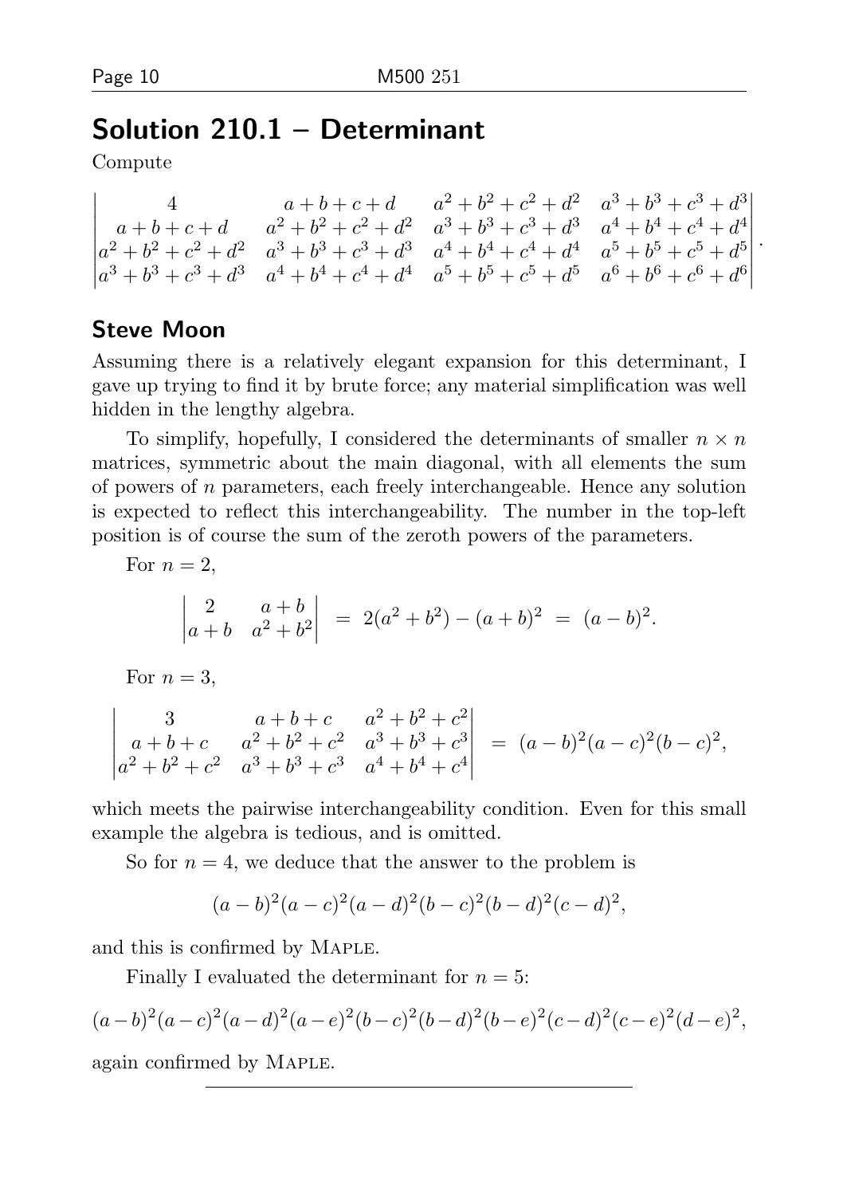## Solution 210.1 – Determinant

Compute

$$\begin{vmatrix} 4 & a+b+c+d & a^2+b^2+c^2+d^2 & a^3+b^3+c^3+d^3 \\ a+b+c+d & a^2+b^2+c^2+d^2 & a^3+b^3+c^3+d^3 & a^4+b^4+c^4+d^4 \\ a^2+b^2+c^2+d^2 & a^3+b^3+c^3+d^3 & a^4+b^4+c^4+d^4 & a^5+b^5+c^5+d^5 \\ a^3+b^3+c^3+d^3 & a^4+b^4+c^4+d^4 & a^5+b^5+c^5+d^5 & a^6+b^6+c^6+d^6 \end{vmatrix}.$$

### Steve Moon

Assuming there is a relatively elegant expansion for this determinant, I gave up trying to find it by brute force; any material simplification was well hidden in the lengthy algebra.

To simplify, hopefully, I considered the determinants of smaller $n \times n$ matrices, symmetric about the main diagonal, with all elements the sum of powers of $n$ parameters, each freely interchangeable. Hence any solution is expected to reflect this interchangeability. The number in the top-left position is of course the sum of the zeroth powers of the parameters.

For $n = 2$,

$$\begin{vmatrix} 2 & a+b \\ a+b & a^2+b^2 \end{vmatrix} = 2(a^2+b^2) - (a+b)^2 = (a-b)^2.$$

For $n = 3$,

$$\begin{vmatrix} 3 & a+b+c & a^2+b^2+c^2 \\ a+b+c & a^2+b^2+c^2 & a^3+b^3+c^3 \\ a^2+b^2+c^2 & a^3+b^3+c^3 & a^4+b^4+c^4 \end{vmatrix} = (a-b)^2(a-c)^2(b-c)^2,$$

which meets the pairwise interchangeability condition. Even for this small example the algebra is tedious, and is omitted.

So for $n = 4$, we deduce that the answer to the problem is

$$(a-b)^2(a-c)^2(a-d)^2(b-c)^2(b-d)^2(c-d)^2,$$

and this is confirmed by MAPLE.

Finally I evaluated the determinant for $n = 5$:

$$(a-b)^2(a-c)^2(a-d)^2(a-e)^2(b-c)^2(b-d)^2(b-e)^2(c-d)^2(c-e)^2(d-e)^2,$$

again confirmed by MAPLE.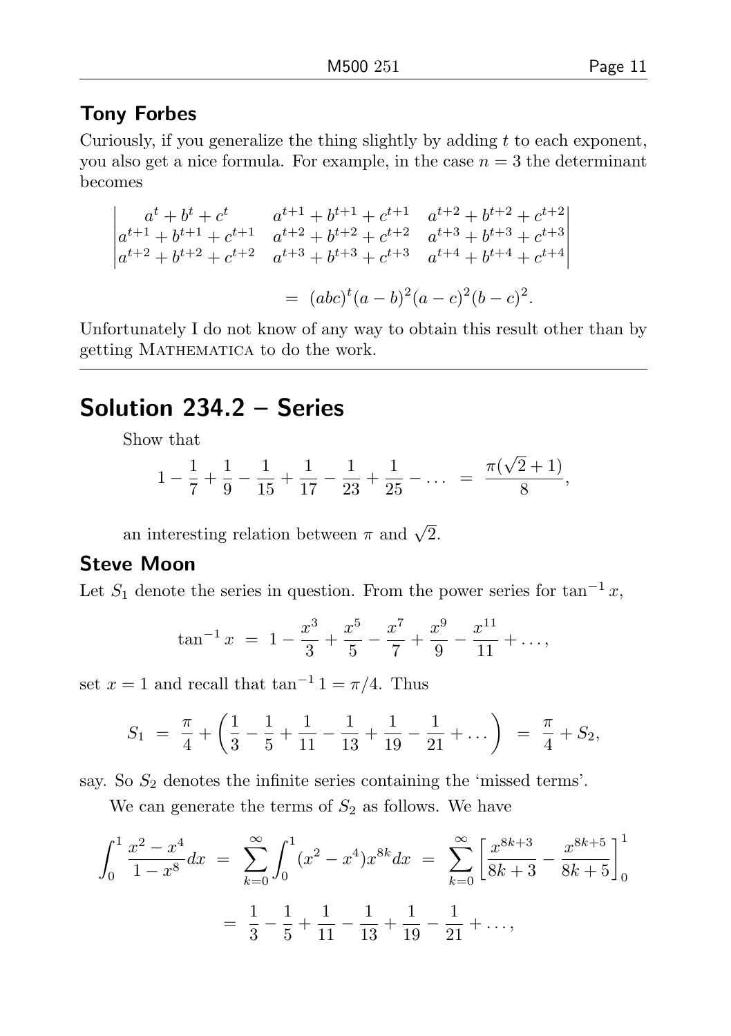### Tony Forbes

Curiously, if you generalize the thing slightly by adding $t$ to each exponent, you also get a nice formula. For example, in the case $n = 3$ the determinant becomes

$$\begin{vmatrix} a^t + b^t + c^t & a^{t+1} + b^{t+1} + c^{t+1} & a^{t+2} + b^{t+2} + c^{t+2} \\ a^{t+1} + b^{t+1} + c^{t+1} & a^{t+2} + b^{t+2} + c^{t+2} & a^{t+3} + b^{t+3} + c^{t+3} \\ a^{t+2} + b^{t+2} + c^{t+2} & a^{t+3} + b^{t+3} + c^{t+3} & a^{t+4} + b^{t+4} + c^{t+4} \end{vmatrix}$$

$$= \; (abc)^t (a-b)^2 (a-c)^2 (b-c)^2.$$

Unfortunately I do not know of any way to obtain this result other than by getting Mathematica to do the work.

---

## Solution 234.2 – Series

Show that

$$1 - \frac{1}{7} + \frac{1}{9} - \frac{1}{15} + \frac{1}{17} - \frac{1}{23} + \frac{1}{25} - \ldots \;=\; \frac{\pi(\sqrt{2}+1)}{8},$$

an interesting relation between $\pi$ and $\sqrt{2}$.

### Steve Moon

Let $S_1$ denote the series in question. From the power series for $\tan^{-1} x$,

$$\tan^{-1} x \;=\; 1 - \frac{x^3}{3} + \frac{x^5}{5} - \frac{x^7}{7} + \frac{x^9}{9} - \frac{x^{11}}{11} + \ldots,$$

set $x = 1$ and recall that $\tan^{-1} 1 = \pi/4$. Thus

$$S_1 \;=\; \frac{\pi}{4} + \left( \frac{1}{3} - \frac{1}{5} + \frac{1}{11} - \frac{1}{13} + \frac{1}{19} - \frac{1}{21} + \ldots \right) \;=\; \frac{\pi}{4} + S_2,$$

say. So $S_2$ denotes the infinite series containing the 'missed terms'.

We can generate the terms of $S_2$ as follows. We have

$$\int_0^1 \frac{x^2 - x^4}{1 - x^8} dx \;=\; \sum_{k=0}^{\infty} \int_0^1 (x^2 - x^4) x^{8k} dx \;=\; \sum_{k=0}^{\infty} \left[ \frac{x^{8k+3}}{8k+3} - \frac{x^{8k+5}}{8k+5} \right]_0^1$$

$$=\; \frac{1}{3} - \frac{1}{5} + \frac{1}{11} - \frac{1}{13} + \frac{1}{19} - \frac{1}{21} + \ldots,$$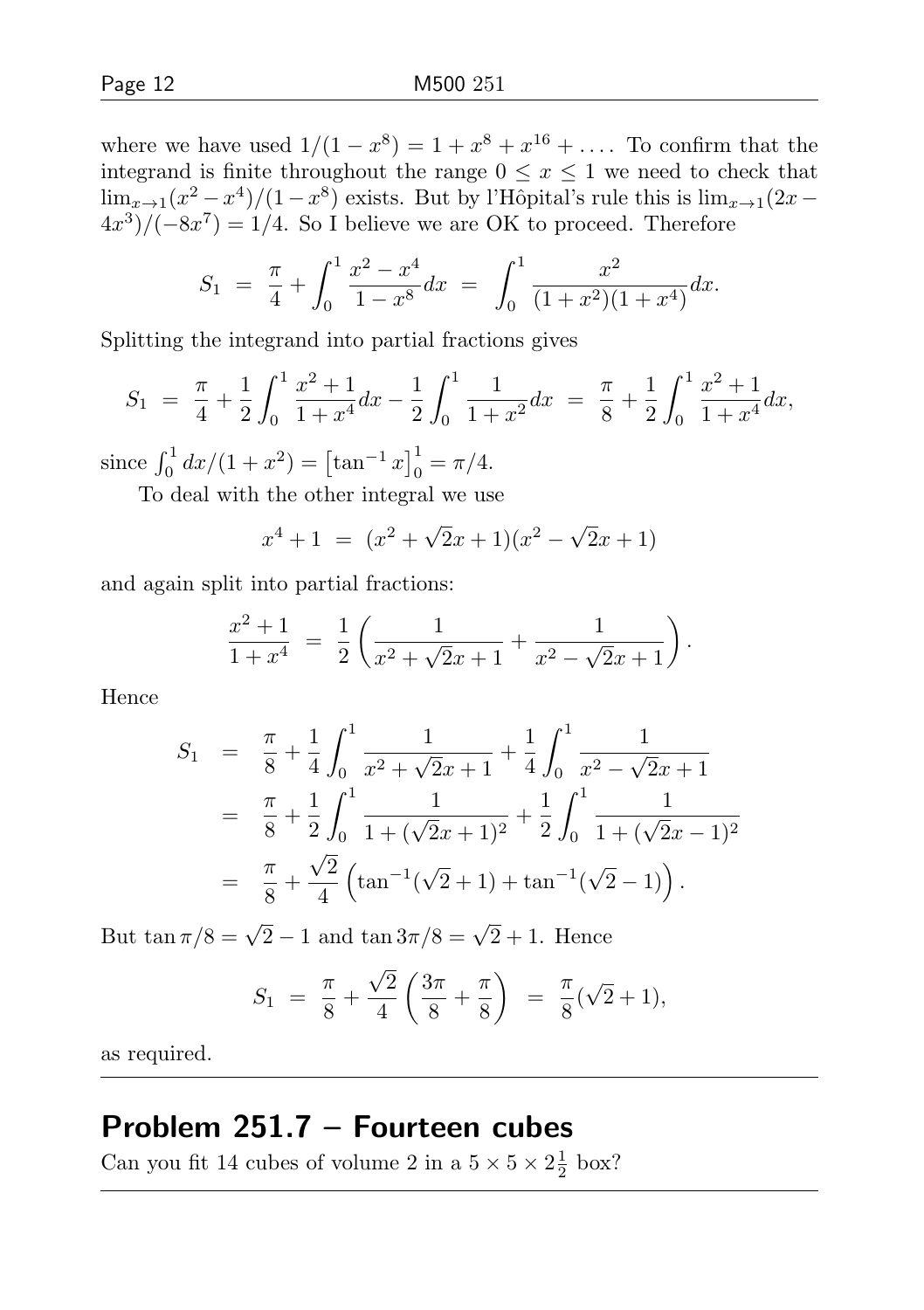where we have used $1/(1-x^8) = 1 + x^8 + x^{16} + \dots$. To confirm that the integrand is finite throughout the range $0 \le x \le 1$ we need to check that $\lim_{x\to 1}(x^2 - x^4)/(1-x^8)$ exists. But by l'Hôpital's rule this is $\lim_{x\to 1}(2x - 4x^3)/(-8x^7) = 1/4$. So I believe we are OK to proceed. Therefore

$$S_1 \;=\; \frac{\pi}{4} + \int_0^1 \frac{x^2 - x^4}{1-x^8}\,dx \;=\; \int_0^1 \frac{x^2}{(1+x^2)(1+x^4)}\,dx.$$

Splitting the integrand into partial fractions gives

$$S_1 \;=\; \frac{\pi}{4} + \frac{1}{2}\int_0^1 \frac{x^2+1}{1+x^4}\,dx - \frac{1}{2}\int_0^1 \frac{1}{1+x^2}\,dx \;=\; \frac{\pi}{8} + \frac{1}{2}\int_0^1 \frac{x^2+1}{1+x^4}\,dx,$$

since $\int_0^1 dx/(1+x^2) = \left[\tan^{-1} x\right]_0^1 = \pi/4$.

To deal with the other integral we use

$$x^4 + 1 \;=\; (x^2 + \sqrt{2}x + 1)(x^2 - \sqrt{2}x + 1)$$

and again split into partial fractions:

$$\frac{x^2+1}{1+x^4} \;=\; \frac{1}{2}\left(\frac{1}{x^2+\sqrt{2}x+1} + \frac{1}{x^2-\sqrt{2}x+1}\right).$$

Hence

$$\begin{aligned}
S_1 &= \frac{\pi}{8} + \frac{1}{4}\int_0^1 \frac{1}{x^2+\sqrt{2}x+1} + \frac{1}{4}\int_0^1 \frac{1}{x^2-\sqrt{2}x+1} \\
&= \frac{\pi}{8} + \frac{1}{2}\int_0^1 \frac{1}{1+(\sqrt{2}x+1)^2} + \frac{1}{2}\int_0^1 \frac{1}{1+(\sqrt{2}x-1)^2} \\
&= \frac{\pi}{8} + \frac{\sqrt{2}}{4}\left(\tan^{-1}(\sqrt{2}+1) + \tan^{-1}(\sqrt{2}-1)\right).
\end{aligned}$$

But $\tan \pi/8 = \sqrt{2} - 1$ and $\tan 3\pi/8 = \sqrt{2} + 1$. Hence

$$S_1 \;=\; \frac{\pi}{8} + \frac{\sqrt{2}}{4}\left(\frac{3\pi}{8} + \frac{\pi}{8}\right) \;=\; \frac{\pi}{8}(\sqrt{2}+1),$$

as required.

## Problem 251.7 – Fourteen cubes

Can you fit 14 cubes of volume 2 in a $5 \times 5 \times 2\frac{1}{2}$ box?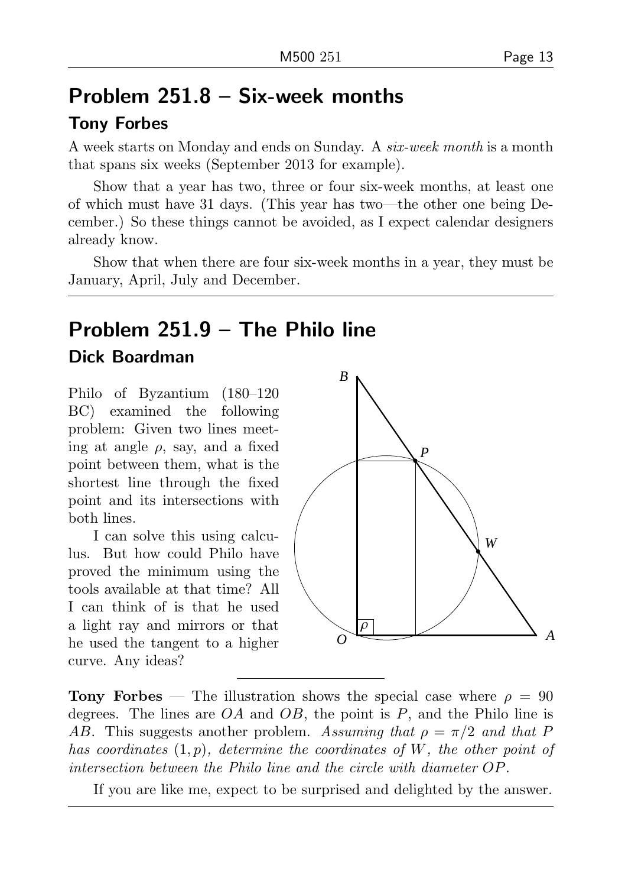## Problem 251.8 – Six-week months

### Tony Forbes

A week starts on Monday and ends on Sunday. A *six-week month* is a month that spans six weeks (September 2013 for example).

Show that a year has two, three or four six-week months, at least one of which must have 31 days. (This year has two—the other one being December.) So these things cannot be avoided, as I expect calendar designers already know.

Show that when there are four six-week months in a year, they must be January, April, July and December.

## Problem 251.9 – The Philo line

### Dick Boardman

Philo of Byzantium (180–120 BC) examined the following problem: Given two lines meeting at angle $\rho$, say, and a fixed point between them, what is the shortest line through the fixed point and its intersections with both lines.

I can solve this using calculus. But how could Philo have proved the minimum using the tools available at that time? All I can think of is that he used a light ray and mirrors or that he used the tangent to a higher curve. Any ideas?

**Tony Forbes** — The illustration shows the special case where $\rho = 90$ degrees. The lines are $OA$ and $OB$, the point is $P$, and the Philo line is $AB$. This suggests another problem. *Assuming that $\rho = \pi/2$ and that $P$ has coordinates $(1, p)$, determine the coordinates of $W$, the other point of intersection between the Philo line and the circle with diameter $OP$.*

If you are like me, expect to be surprised and delighted by the answer.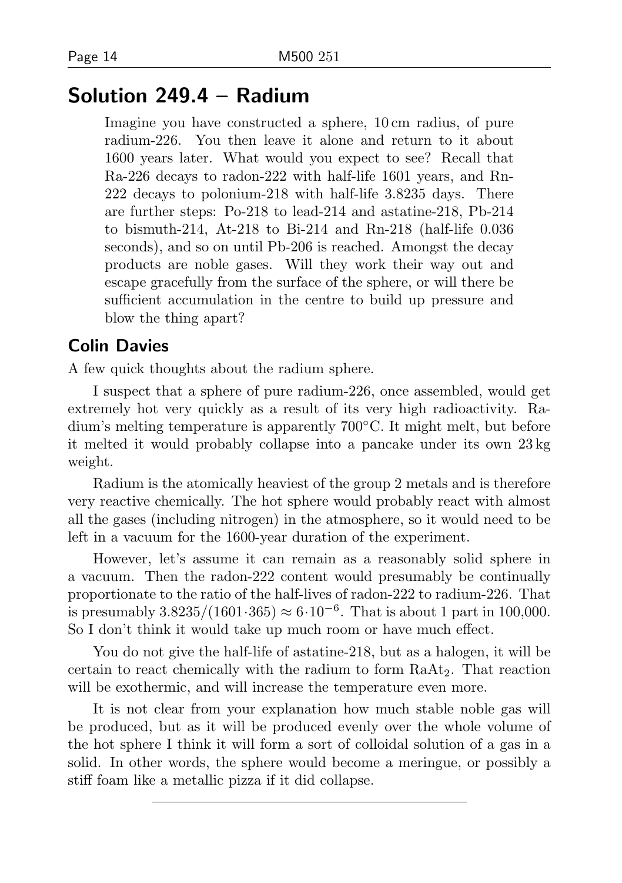## Solution 249.4 – Radium

> Imagine you have constructed a sphere, 10 cm radius, of pure radium-226. You then leave it alone and return to it about 1600 years later. What would you expect to see? Recall that Ra-226 decays to radon-222 with half-life 1601 years, and Rn-222 decays to polonium-218 with half-life 3.8235 days. There are further steps: Po-218 to lead-214 and astatine-218, Pb-214 to bismuth-214, At-218 to Bi-214 and Rn-218 (half-life 0.036 seconds), and so on until Pb-206 is reached. Amongst the decay products are noble gases. Will they work their way out and escape gracefully from the surface of the sphere, or will there be sufficient accumulation in the centre to build up pressure and blow the thing apart?

### Colin Davies

A few quick thoughts about the radium sphere.

I suspect that a sphere of pure radium-226, once assembled, would get extremely hot very quickly as a result of its very high radioactivity. Radium's melting temperature is apparently 700°C. It might melt, but before it melted it would probably collapse into a pancake under its own 23 kg weight.

Radium is the atomically heaviest of the group 2 metals and is therefore very reactive chemically. The hot sphere would probably react with almost all the gases (including nitrogen) in the atmosphere, so it would need to be left in a vacuum for the 1600-year duration of the experiment.

However, let's assume it can remain as a reasonably solid sphere in a vacuum. Then the radon-222 content would presumably be continually proportionate to the ratio of the half-lives of radon-222 to radium-226. That is presumably $3.8235/(1601 \cdot 365) \approx 6 \cdot 10^{-6}$. That is about 1 part in 100,000. So I don't think it would take up much room or have much effect.

You do not give the half-life of astatine-218, but as a halogen, it will be certain to react chemically with the radium to form $RaAt_2$. That reaction will be exothermic, and will increase the temperature even more.

It is not clear from your explanation how much stable noble gas will be produced, but as it will be produced evenly over the whole volume of the hot sphere I think it will form a sort of colloidal solution of a gas in a solid. In other words, the sphere would become a meringue, or possibly a stiff foam like a metallic pizza if it did collapse.

---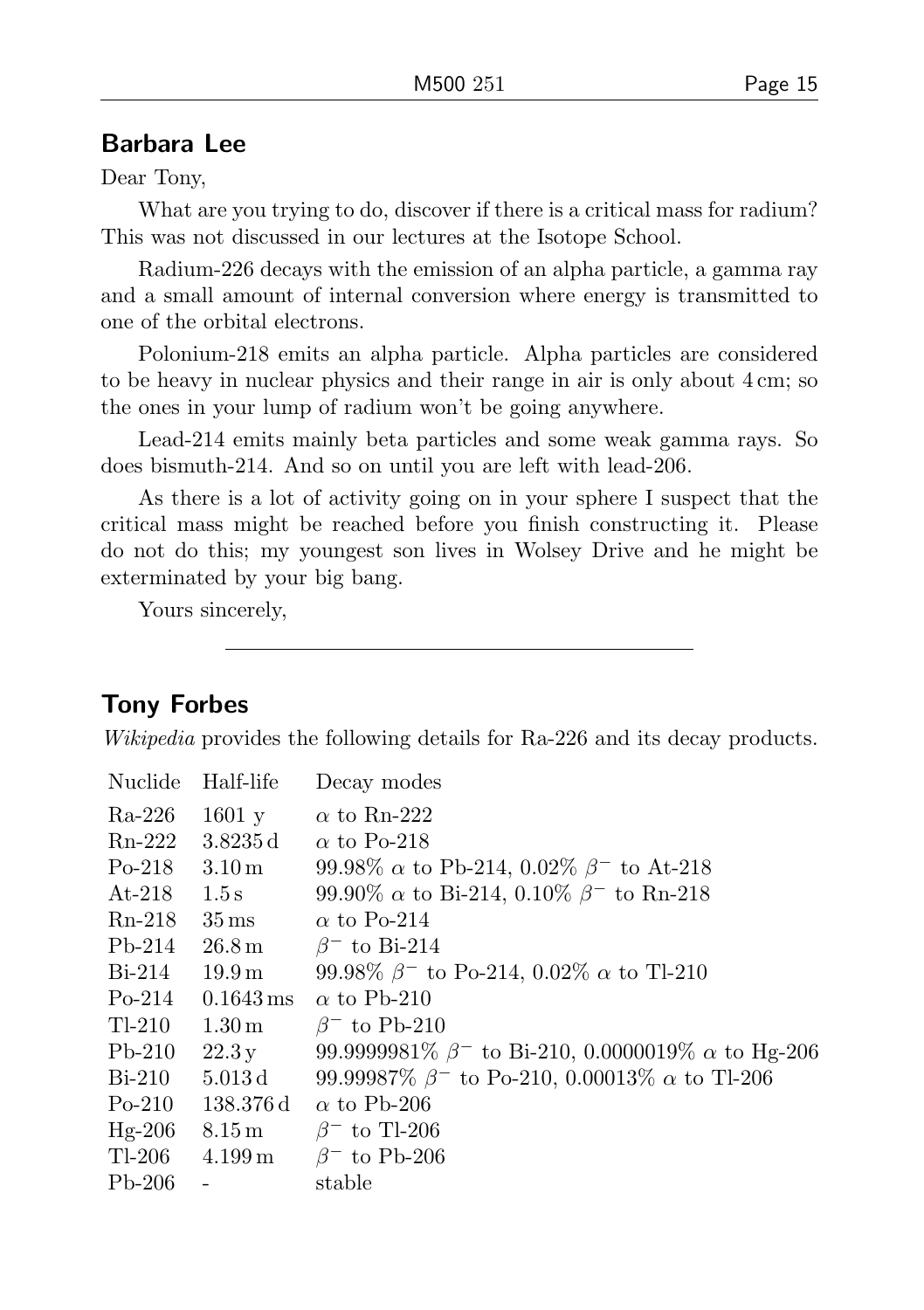## Barbara Lee

Dear Tony,

What are you trying to do, discover if there is a critical mass for radium? This was not discussed in our lectures at the Isotope School.

Radium-226 decays with the emission of an alpha particle, a gamma ray and a small amount of internal conversion where energy is transmitted to one of the orbital electrons.

Polonium-218 emits an alpha particle. Alpha particles are considered to be heavy in nuclear physics and their range in air is only about 4 cm; so the ones in your lump of radium won't be going anywhere.

Lead-214 emits mainly beta particles and some weak gamma rays. So does bismuth-214. And so on until you are left with lead-206.

As there is a lot of activity going on in your sphere I suspect that the critical mass might be reached before you finish constructing it. Please do not do this; my youngest son lives in Wolsey Drive and he might be exterminated by your big bang.

Yours sincerely,

---

## Tony Forbes

*Wikipedia* provides the following details for Ra-226 and its decay products.

| Nuclide | Half-life | Decay modes |
|---|---|---|
| Ra-226 | 1601 y | $\alpha$ to Rn-222 |
| Rn-222 | 3.8235 d | $\alpha$ to Po-218 |
| Po-218 | 3.10 m | 99.98% $\alpha$ to Pb-214, 0.02% $\beta^-$ to At-218 |
| At-218 | 1.5 s | 99.90% $\alpha$ to Bi-214, 0.10% $\beta^-$ to Rn-218 |
| Rn-218 | 35 ms | $\alpha$ to Po-214 |
| Pb-214 | 26.8 m | $\beta^-$ to Bi-214 |
| Bi-214 | 19.9 m | 99.98% $\beta^-$ to Po-214, 0.02% $\alpha$ to Tl-210 |
| Po-214 | 0.1643 ms | $\alpha$ to Pb-210 |
| Tl-210 | 1.30 m | $\beta^-$ to Pb-210 |
| Pb-210 | 22.3 y | 99.9999981% $\beta^-$ to Bi-210, 0.0000019% $\alpha$ to Hg-206 |
| Bi-210 | 5.013 d | 99.99987% $\beta^-$ to Po-210, 0.00013% $\alpha$ to Tl-206 |
| Po-210 | 138.376 d | $\alpha$ to Pb-206 |
| Hg-206 | 8.15 m | $\beta^-$ to Tl-206 |
| Tl-206 | 4.199 m | $\beta^-$ to Pb-206 |
| Pb-206 | - | stable |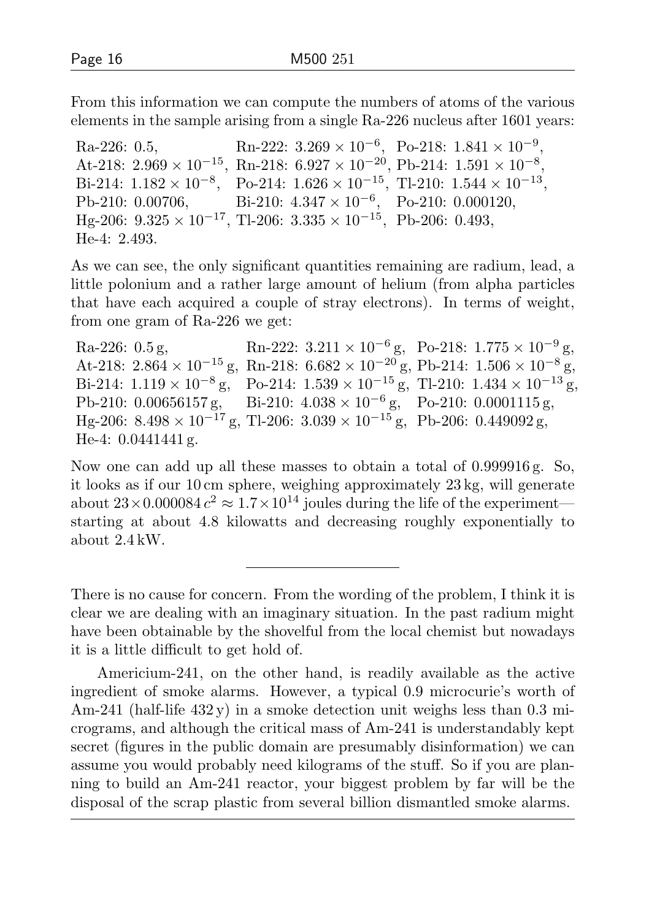From this information we can compute the numbers of atoms of the various elements in the sample arising from a single Ra-226 nucleus after 1601 years:

Ra-226: 0.5, Rn-222: $3.269 \times 10^{-6}$, Po-218: $1.841 \times 10^{-9}$,
At-218: $2.969 \times 10^{-15}$, Rn-218: $6.927 \times 10^{-20}$, Pb-214: $1.591 \times 10^{-8}$,
Bi-214: $1.182 \times 10^{-8}$, Po-214: $1.626 \times 10^{-15}$, Tl-210: $1.544 \times 10^{-13}$,
Pb-210: 0.00706, Bi-210: $4.347 \times 10^{-6}$, Po-210: 0.000120,
Hg-206: $9.325 \times 10^{-17}$, Tl-206: $3.335 \times 10^{-15}$, Pb-206: 0.493,
He-4: 2.493.

As we can see, the only significant quantities remaining are radium, lead, a little polonium and a rather large amount of helium (from alpha particles that have each acquired a couple of stray electrons). In terms of weight, from one gram of Ra-226 we get:

Ra-226: 0.5 g, Rn-222: $3.211 \times 10^{-6}$ g, Po-218: $1.775 \times 10^{-9}$ g,
At-218: $2.864 \times 10^{-15}$ g, Rn-218: $6.682 \times 10^{-20}$ g, Pb-214: $1.506 \times 10^{-8}$ g,
Bi-214: $1.119 \times 10^{-8}$ g, Po-214: $1.539 \times 10^{-15}$ g, Tl-210: $1.434 \times 10^{-13}$ g,
Pb-210: 0.00656157 g, Bi-210: $4.038 \times 10^{-6}$ g, Po-210: 0.0001115 g,
Hg-206: $8.498 \times 10^{-17}$ g, Tl-206: $3.039 \times 10^{-15}$ g, Pb-206: 0.449092 g,
He-4: 0.0441441 g.

Now one can add up all these masses to obtain a total of 0.999916 g. So, it looks as if our 10 cm sphere, weighing approximately 23 kg, will generate about $23 \times 0.000084\, c^2 \approx 1.7 \times 10^{14}$ joules during the life of the experiment—starting at about 4.8 kilowatts and decreasing roughly exponentially to about 2.4 kW.

---

There is no cause for concern. From the wording of the problem, I think it is clear we are dealing with an imaginary situation. In the past radium might have been obtainable by the shovelful from the local chemist but nowadays it is a little difficult to get hold of.

Americium-241, on the other hand, is readily available as the active ingredient of smoke alarms. However, a typical 0.9 microcurie's worth of Am-241 (half-life 432 y) in a smoke detection unit weighs less than 0.3 micrograms, and although the critical mass of Am-241 is understandably kept secret (figures in the public domain are presumably disinformation) we can assume you would probably need kilograms of the stuff. So if you are planning to build an Am-241 reactor, your biggest problem by far will be the disposal of the scrap plastic from several billion dismantled smoke alarms.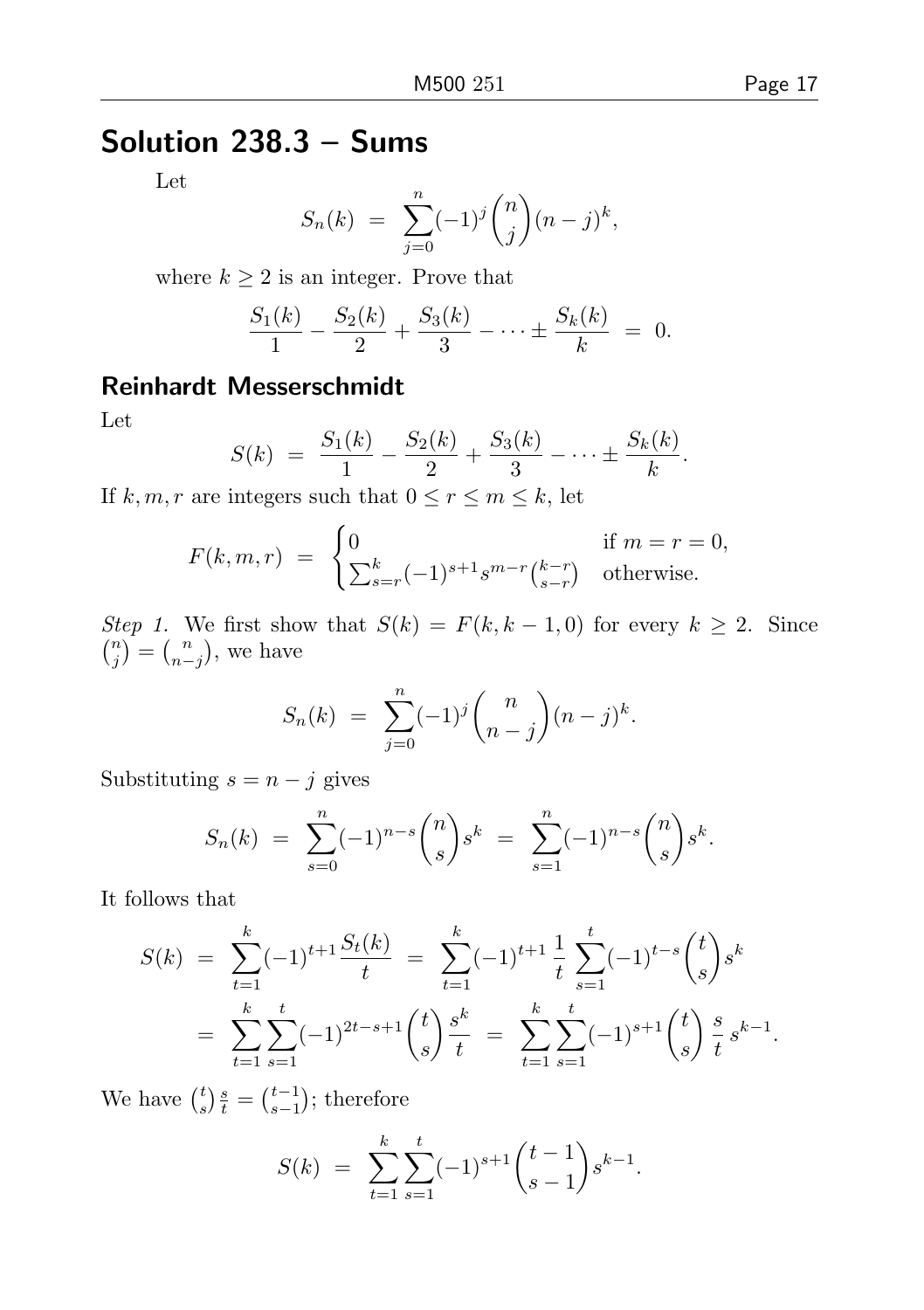## Solution 238.3 – Sums

Let

$$S_n(k) \;=\; \sum_{j=0}^{n}(-1)^j\binom{n}{j}(n-j)^k,$$

where $k \geq 2$ is an integer. Prove that

$$\frac{S_1(k)}{1} - \frac{S_2(k)}{2} + \frac{S_3(k)}{3} - \cdots \pm \frac{S_k(k)}{k} \;=\; 0.$$

### Reinhardt Messerschmidt

Let

$$S(k) \;=\; \frac{S_1(k)}{1} - \frac{S_2(k)}{2} + \frac{S_3(k)}{3} - \cdots \pm \frac{S_k(k)}{k}.$$

If $k, m, r$ are integers such that $0 \leq r \leq m \leq k$, let

$$F(k,m,r) \;=\; \begin{cases} 0 & \text{if } m = r = 0, \\ \sum_{s=r}^{k}(-1)^{s+1}s^{m-r}\binom{k-r}{s-r} & \text{otherwise.} \end{cases}$$

*Step 1.* We first show that $S(k) = F(k, k-1, 0)$ for every $k \geq 2$. Since $\binom{n}{j} = \binom{n}{n-j}$, we have

$$S_n(k) \;=\; \sum_{j=0}^{n}(-1)^j\binom{n}{n-j}(n-j)^k.$$

Substituting $s = n - j$ gives

$$S_n(k) \;=\; \sum_{s=0}^{n}(-1)^{n-s}\binom{n}{s}s^k \;=\; \sum_{s=1}^{n}(-1)^{n-s}\binom{n}{s}s^k.$$

It follows that

$$\begin{aligned} S(k) \;&=\; \sum_{t=1}^{k}(-1)^{t+1}\frac{S_t(k)}{t} \;=\; \sum_{t=1}^{k}(-1)^{t+1}\,\frac{1}{t}\sum_{s=1}^{t}(-1)^{t-s}\binom{t}{s}s^k \\ &=\; \sum_{t=1}^{k}\sum_{s=1}^{t}(-1)^{2t-s+1}\binom{t}{s}\frac{s^k}{t} \;=\; \sum_{t=1}^{k}\sum_{s=1}^{t}(-1)^{s+1}\binom{t}{s}\,\frac{s}{t}\,s^{k-1}. \end{aligned}$$

We have $\binom{t}{s}\frac{s}{t} = \binom{t-1}{s-1}$; therefore

$$S(k) \;=\; \sum_{t=1}^{k}\sum_{s=1}^{t}(-1)^{s+1}\binom{t-1}{s-1}s^{k-1}.$$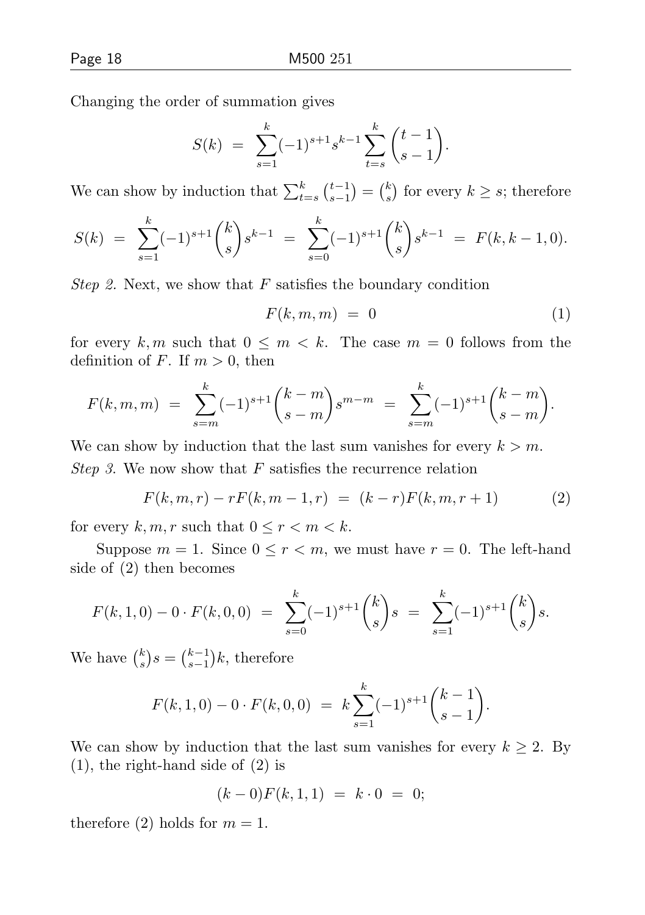Changing the order of summation gives

$$S(k) \;=\; \sum_{s=1}^{k}(-1)^{s+1}s^{k-1}\sum_{t=s}^{k}\binom{t-1}{s-1}.$$

We can show by induction that $\sum_{t=s}^{k}\binom{t-1}{s-1} = \binom{k}{s}$ for every $k \geq s$; therefore

$$S(k) \;=\; \sum_{s=1}^{k}(-1)^{s+1}\binom{k}{s}s^{k-1} \;=\; \sum_{s=0}^{k}(-1)^{s+1}\binom{k}{s}s^{k-1} \;=\; F(k,k-1,0).$$

*Step 2.* Next, we show that $F$ satisfies the boundary condition

$$F(k,m,m) \;=\; 0 \tag{1}$$

for every $k, m$ such that $0 \leq m < k$. The case $m = 0$ follows from the definition of $F$. If $m > 0$, then

$$F(k,m,m) \;=\; \sum_{s=m}^{k}(-1)^{s+1}\binom{k-m}{s-m}s^{m-m} \;=\; \sum_{s=m}^{k}(-1)^{s+1}\binom{k-m}{s-m}.$$

We can show by induction that the last sum vanishes for every $k > m$.

*Step 3.* We now show that $F$ satisfies the recurrence relation

$$F(k,m,r) - rF(k,m-1,r) \;=\; (k-r)F(k,m,r+1) \tag{2}$$

for every $k, m, r$ such that $0 \leq r < m < k$.

Suppose $m = 1$. Since $0 \leq r < m$, we must have $r = 0$. The left-hand side of (2) then becomes

$$F(k,1,0) - 0\cdot F(k,0,0) \;=\; \sum_{s=0}^{k}(-1)^{s+1}\binom{k}{s}s \;=\; \sum_{s=1}^{k}(-1)^{s+1}\binom{k}{s}s.$$

We have $\binom{k}{s}s = \binom{k-1}{s-1}k$, therefore

$$F(k,1,0) - 0\cdot F(k,0,0) \;=\; k\sum_{s=1}^{k}(-1)^{s+1}\binom{k-1}{s-1}.$$

We can show by induction that the last sum vanishes for every $k \geq 2$. By (1), the right-hand side of (2) is

$$(k-0)F(k,1,1) \;=\; k\cdot 0 \;=\; 0;$$

therefore (2) holds for $m = 1$.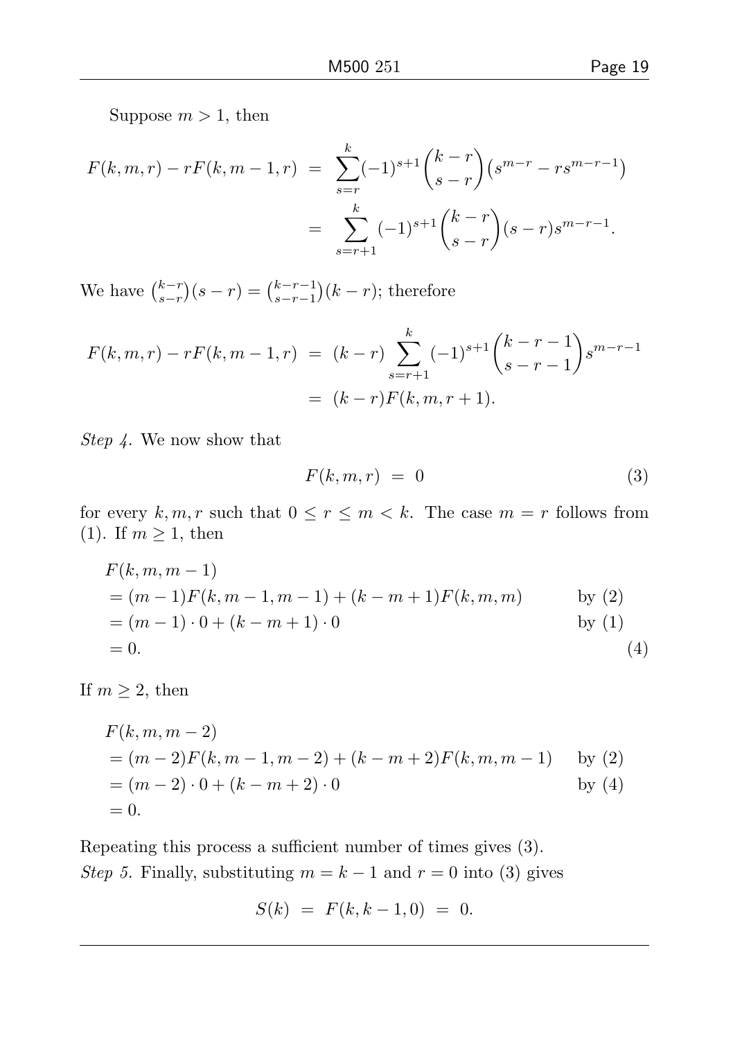Suppose $m > 1$, then

$$
\begin{aligned}
F(k,m,r) - rF(k,m-1,r) &= \sum_{s=r}^{k} (-1)^{s+1} \binom{k-r}{s-r} \left(s^{m-r} - rs^{m-r-1}\right) \\
&= \sum_{s=r+1}^{k} (-1)^{s+1} \binom{k-r}{s-r} (s-r) s^{m-r-1}.
\end{aligned}
$$

We have $\binom{k-r}{s-r}(s-r) = \binom{k-r-1}{s-r-1}(k-r)$; therefore

$$
\begin{aligned}
F(k,m,r) - rF(k,m-1,r) &= (k-r) \sum_{s=r+1}^{k} (-1)^{s+1} \binom{k-r-1}{s-r-1} s^{m-r-1} \\
&= (k-r) F(k,m,r+1).
\end{aligned}
$$

*Step 4.* We now show that

$$
F(k,m,r) = 0 \tag{3}
$$

for every $k, m, r$ such that $0 \le r \le m < k$. The case $m = r$ follows from (1). If $m \ge 1$, then

$$
\begin{aligned}
&F(k,m,m-1) \\
&= (m-1)F(k,m-1,m-1) + (k-m+1)F(k,m,m) && \text{by (2)} \\
&= (m-1) \cdot 0 + (k-m+1) \cdot 0 && \text{by (1)} \\
&= 0. && (4)
\end{aligned}
$$

If $m \ge 2$, then

$$
\begin{aligned}
&F(k,m,m-2) \\
&= (m-2)F(k,m-1,m-2) + (k-m+2)F(k,m,m-1) && \text{by (2)} \\
&= (m-2) \cdot 0 + (k-m+2) \cdot 0 && \text{by (4)} \\
&= 0.
\end{aligned}
$$

Repeating this process a sufficient number of times gives (3).

*Step 5.* Finally, substituting $m = k-1$ and $r = 0$ into (3) gives

$$
S(k) = F(k, k-1, 0) = 0.
$$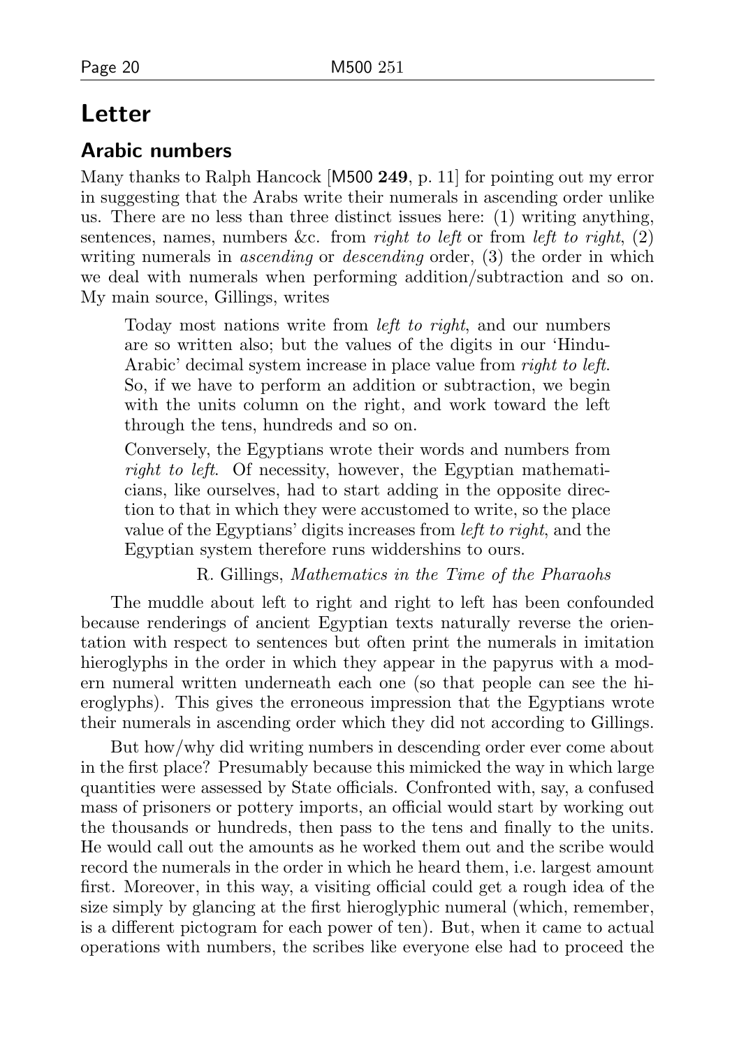# Letter

## Arabic numbers

Many thanks to Ralph Hancock [M500 **249**, p. 11] for pointing out my error in suggesting that the Arabs write their numerals in ascending order unlike us. There are no less than three distinct issues here: (1) writing anything, sentences, names, numbers &c. from *right to left* or from *left to right*, (2) writing numerals in *ascending* or *descending* order, (3) the order in which we deal with numerals when performing addition/subtraction and so on. My main source, Gillings, writes

> Today most nations write from *left to right*, and our numbers are so written also; but the values of the digits in our 'Hindu-Arabic' decimal system increase in place value from *right to left*. So, if we have to perform an addition or subtraction, we begin with the units column on the right, and work toward the left through the tens, hundreds and so on.
>
> Conversely, the Egyptians wrote their words and numbers from *right to left*. Of necessity, however, the Egyptian mathematicians, like ourselves, had to start adding in the opposite direction to that in which they were accustomed to write, so the place value of the Egyptians' digits increases from *left to right*, and the Egyptian system therefore runs widdershins to ours.
>
> R. Gillings, *Mathematics in the Time of the Pharaohs*

The muddle about left to right and right to left has been confounded because renderings of ancient Egyptian texts naturally reverse the orientation with respect to sentences but often print the numerals in imitation hieroglyphs in the order in which they appear in the papyrus with a modern numeral written underneath each one (so that people can see the hieroglyphs). This gives the erroneous impression that the Egyptians wrote their numerals in ascending order which they did not according to Gillings.

But how/why did writing numbers in descending order ever come about in the first place? Presumably because this mimicked the way in which large quantities were assessed by State officials. Confronted with, say, a confused mass of prisoners or pottery imports, an official would start by working out the thousands or hundreds, then pass to the tens and finally to the units. He would call out the amounts as he worked them out and the scribe would record the numerals in the order in which he heard them, i.e. largest amount first. Moreover, in this way, a visiting official could get a rough idea of the size simply by glancing at the first hieroglyphic numeral (which, remember, is a different pictogram for each power of ten). But, when it came to actual operations with numbers, the scribes like everyone else had to proceed the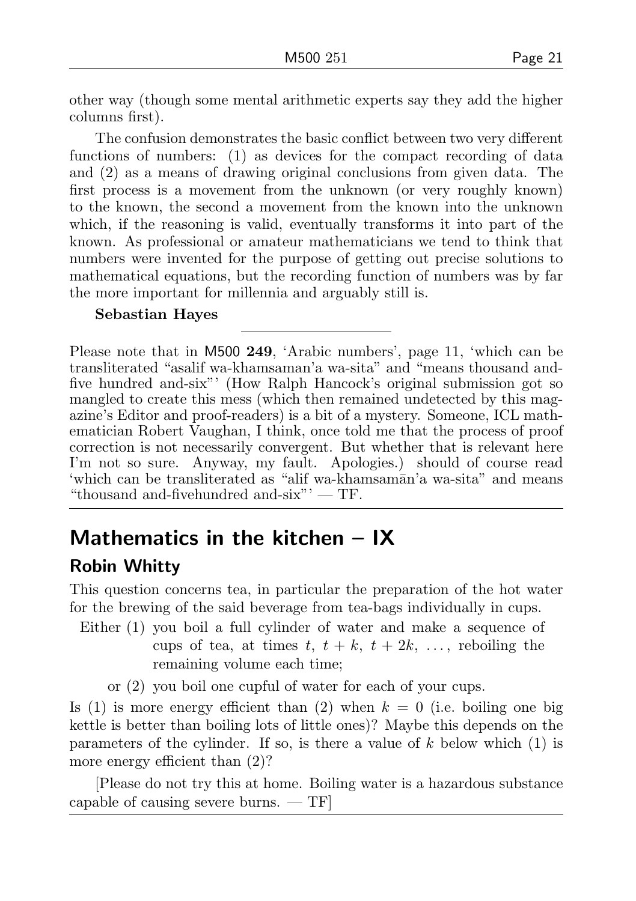other way (though some mental arithmetic experts say they add the higher columns first).

The confusion demonstrates the basic conflict between two very different functions of numbers: (1) as devices for the compact recording of data and (2) as a means of drawing original conclusions from given data. The first process is a movement from the unknown (or very roughly known) to the known, the second a movement from the known into the unknown which, if the reasoning is valid, eventually transforms it into part of the known. As professional or amateur mathematicians we tend to think that numbers were invented for the purpose of getting out precise solutions to mathematical equations, but the recording function of numbers was by far the more important for millennia and arguably still is.

**Sebastian Hayes**

---

Please note that in M500 **249**, 'Arabic numbers', page 11, 'which can be transliterated "asalif wa-khamsaman'a wa-sita" and "means thousand and-five hundred and-six"' (How Ralph Hancock's original submission got so mangled to create this mess (which then remained undetected by this magazine's Editor and proof-readers) is a bit of a mystery. Someone, ICL mathematician Robert Vaughan, I think, once told me that the process of proof correction is not necessarily convergent. But whether that is relevant here I'm not so sure. Anyway, my fault. Apologies.) should of course read 'which can be transliterated as "alif wa-khamsamān'a wa-sita" and means "thousand and-fivehundred and-six"' — TF.

---

# Mathematics in the kitchen – IX

## Robin Whitty

This question concerns tea, in particular the preparation of the hot water for the brewing of the said beverage from tea-bags individually in cups.

Either (1) you boil a full cylinder of water and make a sequence of cups of tea, at times $t$, $t + k$, $t + 2k$, $\ldots$, reboiling the remaining volume each time;

or (2) you boil one cupful of water for each of your cups.

Is (1) is more energy efficient than (2) when $k = 0$ (i.e. boiling one big kettle is better than boiling lots of little ones)? Maybe this depends on the parameters of the cylinder. If so, is there a value of $k$ below which (1) is more energy efficient than (2)?

[Please do not try this at home. Boiling water is a hazardous substance capable of causing severe burns. — TF]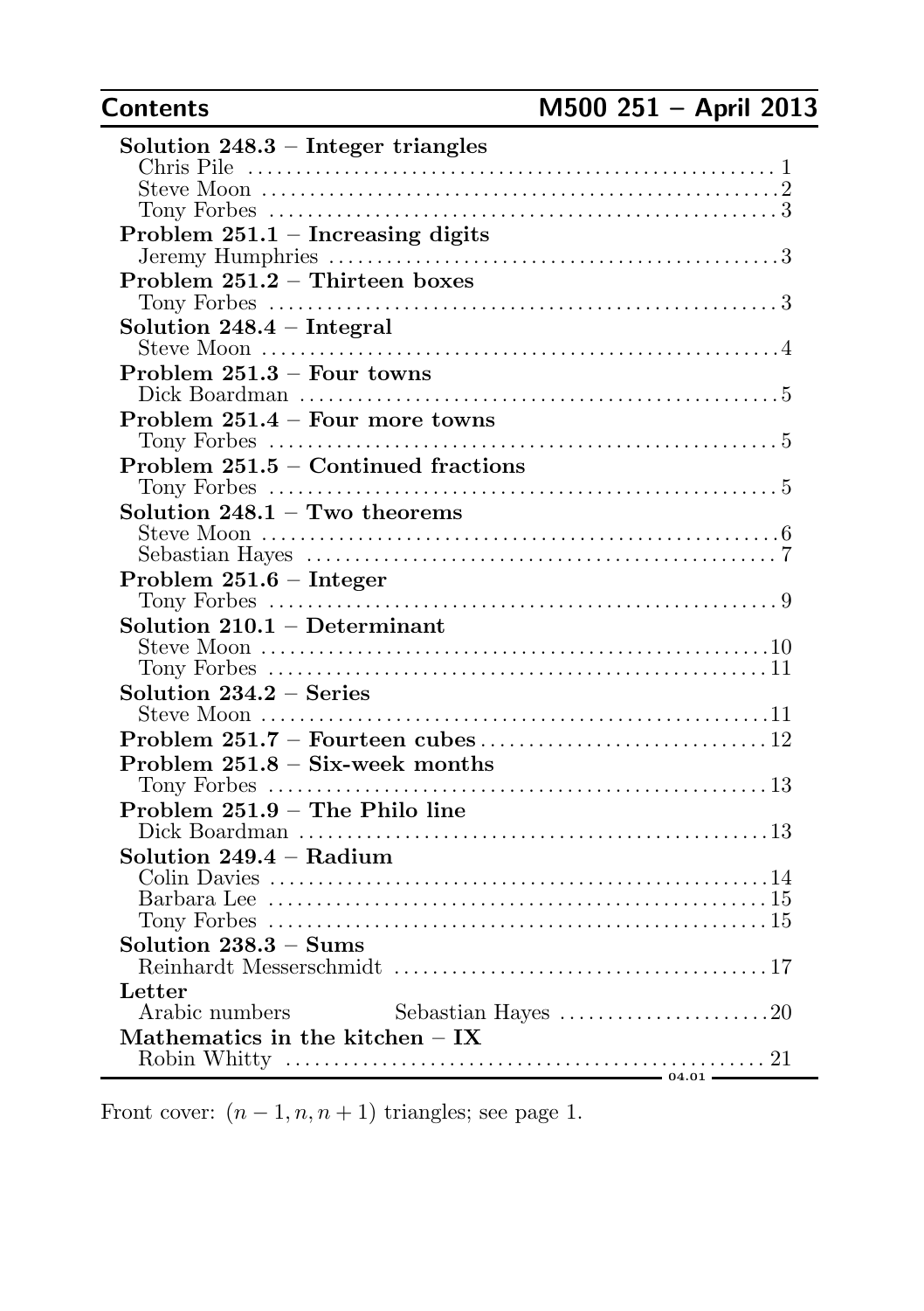# Contents — M500 251 – April 2013

**Solution 248.3 – Integer triangles**
Chris Pile ..... 1
Steve Moon ..... 2
Tony Forbes ..... 3

**Problem 251.1 – Increasing digits**
Jeremy Humphries ..... 3

**Problem 251.2 – Thirteen boxes**
Tony Forbes ..... 3

**Solution 248.4 – Integral**
Steve Moon ..... 4

**Problem 251.3 – Four towns**
Dick Boardman ..... 5

**Problem 251.4 – Four more towns**
Tony Forbes ..... 5

**Problem 251.5 – Continued fractions**
Tony Forbes ..... 5

**Solution 248.1 – Two theorems**
Steve Moon ..... 6
Sebastian Hayes ..... 7

**Problem 251.6 – Integer**
Tony Forbes ..... 9

**Solution 210.1 – Determinant**
Steve Moon ..... 10
Tony Forbes ..... 11

**Solution 234.2 – Series**
Steve Moon ..... 11

**Problem 251.7 – Fourteen cubes** ..... 12

**Problem 251.8 – Six-week months**
Tony Forbes ..... 13

**Problem 251.9 – The Philo line**
Dick Boardman ..... 13

**Solution 249.4 – Radium**
Colin Davies ..... 14
Barbara Lee ..... 15
Tony Forbes ..... 15

**Solution 238.3 – Sums**
Reinhardt Messerschmidt ..... 17

**Letter**
Arabic numbers — Sebastian Hayes ..... 20

**Mathematics in the kitchen – IX**
Robin Whitty ..... 21

04.01

Front cover: $(n-1, n, n+1)$ triangles; see page 1.